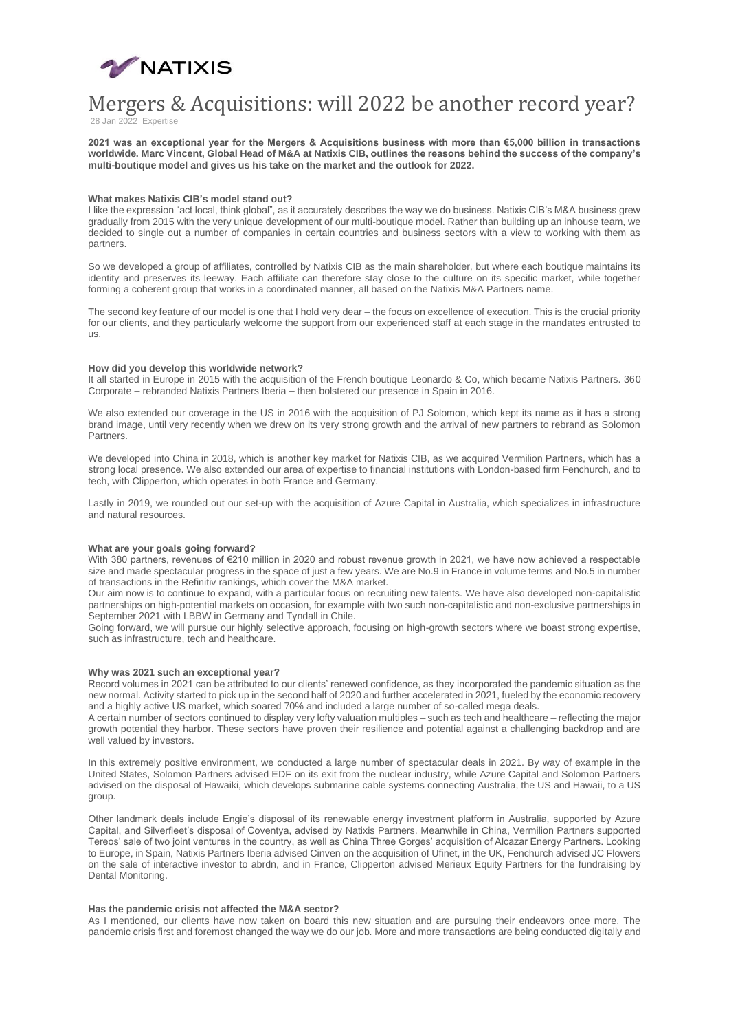# Mergers & Acquisitions: will 2022 be another record year?

28 Jan 2022 Expertise

**2021 was an exceptional year for the Mergers & Acquisitions business with more than €5,000 billion in transactions worldwide. Marc Vincent, Global Head of M&A at Natixis CIB, outlines the reasons behind the success of the company's multi-boutique model and gives us his take on the market and the outlook for 2022.**

**What makes Natixis CIB's model stand out?**

I like the expression "act local, think global", as it accurately describes the way we do business. Natixis CIB's M&A business grew gradually from 2015 with the very unique development of our multi-boutique model. Rather than building up an inhouse team, we decided to single out a number of companies in certain countries and business sectors with a view to working with them as partners.

So we developed a group of affiliates, controlled by Natixis CIB as the main shareholder, but where each boutique maintains its identity and preserves its leeway. Each affiliate can therefore stay close to the culture on its specific market, while together forming a coherent group that works in a coordinated manner, all based on the Natixis M&A Partners name.

The second key feature of our model is one that I hold very dear – the focus on excellence of execution. This is the crucial priority for our clients, and they particularly welcome the support from our experienced staff at each stage in the mandates entrusted to us.

**How did you develop this worldwide network?**

It all started in Europe in 2015 with the acquisition of the French boutique Leonardo & Co, which became Natixis Partners. 360 Corporate – rebranded Natixis Partners Iberia – then bolstered our presence in Spain in 2016.

We also extended our coverage in the US in 2016 with the acquisition of PJ Solomon, which kept its name as it has a strong brand image, until very recently when we drew on its very strong growth and the arrival of new partners to rebrand as Solomon Partners.

We developed into China in 2018, which is another key market for Natixis CIB, as we acquired Vermilion Partners, which has a strong local presence. We also extended our area of expertise to financial institutions with London-based firm Fenchurch, and to tech, with Clipperton, which operates in both France and Germany.

Lastly in 2019, we rounded out our set-up with the acquisition of Azure Capital in Australia, which specializes in infrastructure and natural resources.

**What are your goals going forward?**

With 380 partners, revenues of €210 million in 2020 and robust revenue growth in 2021, we have now achieved a respectable size and made spectacular progress in the space of just a few years. We are No.9 in France in volume terms and No.5 in number of transactions in the Refinitiv rankings, which cover the M&A market.

Our aim now is to continue to expand, with a particular focus on recruiting new talents. We have also developed non-capitalistic partnerships on high-potential markets on occasion, for example with two such non-capitalistic and non-exclusive partnerships in September 2021 with LBBW in Germany and Tyndall in Chile.

Going forward, we will pursue our highly selective approach, focusing on high-growth sectors where we boast strong expertise, such as infrastructure, tech and healthcare.

**Why was 2021 such an exceptional year?**

Record volumes in 2021 can be attributed to our clients' renewed confidence, as they incorporated the pandemic situation as the new normal. Activity started to pick up in the second half of 2020 and further accelerated in 2021, fueled by the economic recovery and a highly active US market, which soared 70% and included a large number of so-called mega deals.

A certain number of sectors continued to display very lofty valuation multiples – such as tech and healthcare – reflecting the major growth potential they harbor. These sectors have proven their resilience and potential against a challenging backdrop and are well valued by investors.

In this extremely positive environment, we conducted a large number of spectacular deals in 2021. By way of example in the United States, Solomon Partners advised EDF on its exit from the nuclear industry, while Azure Capital and Solomon Partners advised on the disposal of Hawaiki, which develops submarine cable systems connecting Australia, the US and Hawaii, to a US group.

Other landmark deals include Engie's disposal of its renewable energy investment platform in Australia, supported by Azure Capital, and Silverfleet's disposal of Coventya, advised by Natixis Partners. Meanwhile in China, Vermilion Partners supported Tereos' sale of two joint ventures in the country, as well as China Three Gorges' acquisition of Alcazar Energy Partners. Looking to Europe, in Spain, Natixis Partners Iberia advised Cinven on the acquisition of Ufinet, in the UK, Fenchurch advised JC Flowers on the sale of interactive investor to abrdn, and in France, Clipperton advised Merieux Equity Partners for the fundraising by Dental Monitoring.

**Has the pandemic crisis not affected the M&A sector?**

As I mentioned, our clients have now taken on board this new situation and are pursuing their endeavors once more. The pandemic crisis first and foremost changed the way we do our job. More and more transactions are being conducted digitally and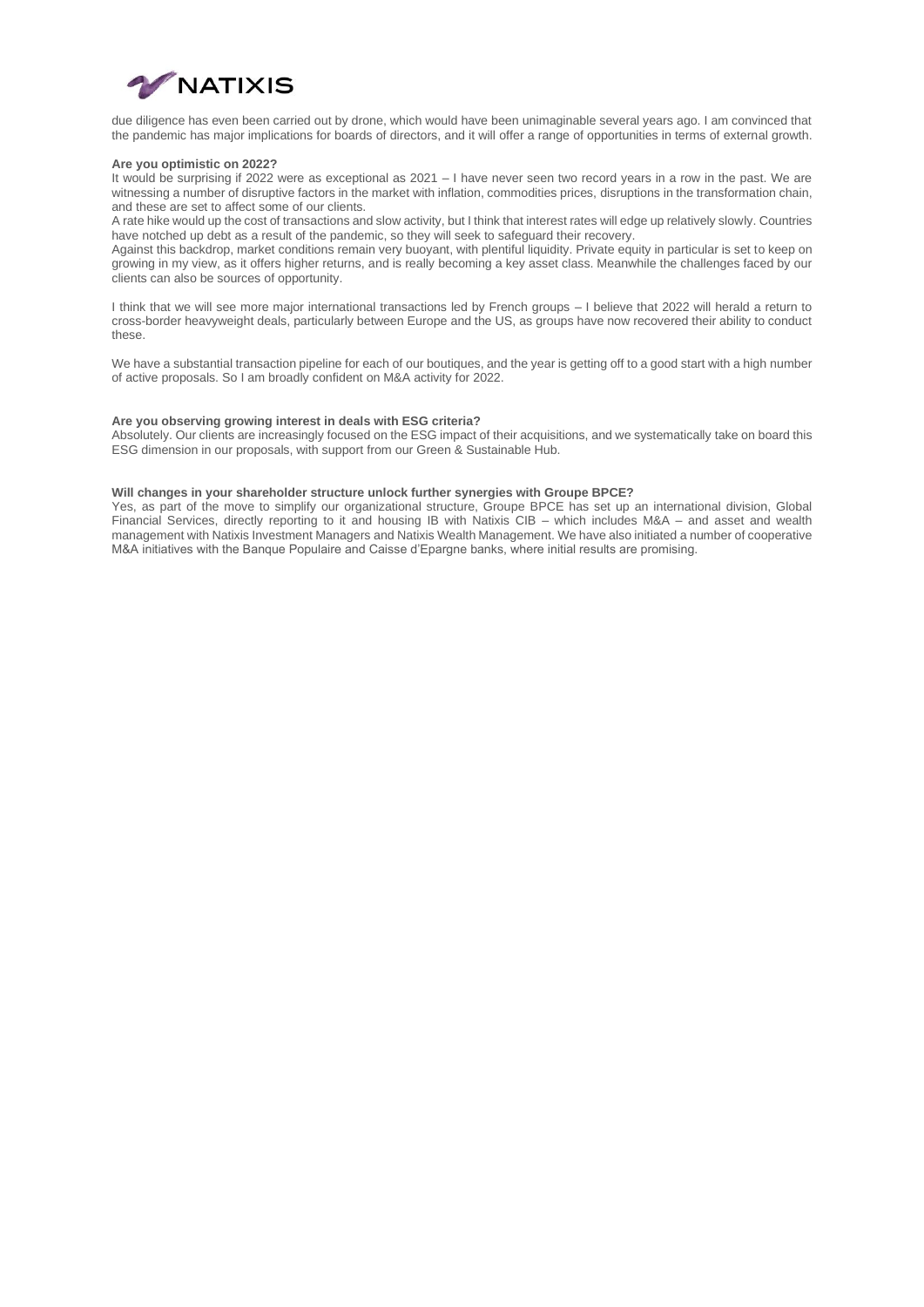due diligence has even been carried out by drone, which would have been unimaginable several years ago. I am convinced that the pandemic has major implications for boards of directors, and it will offer a range of opportunities in terms of external growth.

**Are you optimistic on 2022?**

It would be surprising if 2022 were as exceptional as 2021 – I have never seen two record years in a row in the past. We are witnessing a number of disruptive factors in the market with inflation, commodities prices, disruptions in the transformation chain, and these are set to affect some of our clients.

A rate hike would up the cost of transactions and slow activity, but I think that interest rates will edge up relatively slowly. Countries have notched up debt as a result of the pandemic, so they will seek to safeguard their recovery.

Against this backdrop, market conditions remain very buoyant, with plentiful liquidity. Private equity in particular is set to keep on growing in my view, as it offers higher returns, and is really becoming a key asset class. Meanwhile the challenges faced by our clients can also be sources of opportunity.

I think that we will see more major international transactions led by French groups – I believe that 2022 will herald a return to cross-border heavyweight deals, particularly between Europe and the US, as groups have now recovered their ability to conduct these.

We have a substantial transaction pipeline for each of our boutiques, and the year is getting off to a good start with a high number of active proposals. So I am broadly confident on M&A activity for 2022.

**Are you observing growing interest in deals with ESG criteria?**

Absolutely. Our clients are increasingly focused on the ESG impact of their acquisitions, and we systematically take on board this ESG dimension in our proposals, with support from our Green & Sustainable Hub.

**Will changes in your shareholder structure unlock further synergies with Groupe BPCE?**

Yes, as part of the move to simplify our organizational structure, Groupe BPCE has set up an international division, Global Financial Services, directly reporting to it and housing IB with Natixis CIB – which includes M&A – and asset and wealth management with Natixis Investment Managers and Natixis Wealth Management. We have also initiated a number of cooperative M&A initiatives with the Banque Populaire and Caisse d'Epargne banks, where initial results are promising.